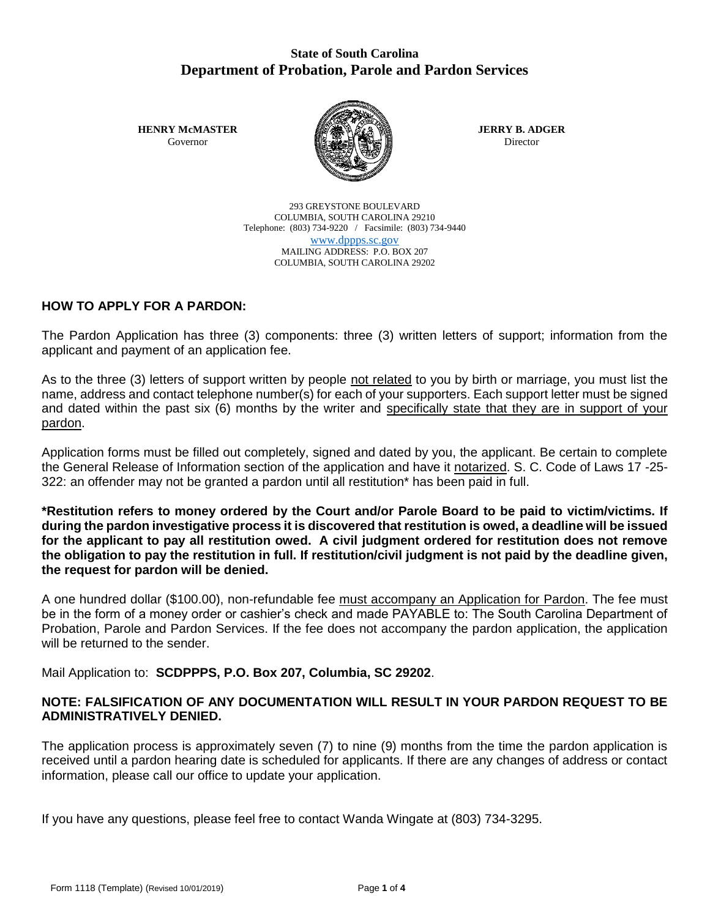**State of South Carolina**
# Department of Probation, Parole and Pardon Services

**HENRY McMASTER**
Governor

**JERRY B. ADGER**
Director

293 GREYSTONE BOULEVARD
COLUMBIA, SOUTH CAROLINA 29210
Telephone: (803) 734-9220 / Facsimile: (803) 734-9440
www.dppps.sc.gov
MAILING ADDRESS: P.O. BOX 207
COLUMBIA, SOUTH CAROLINA 29202

## HOW TO APPLY FOR A PARDON:

The Pardon Application has three (3) components: three (3) written letters of support; information from the applicant and payment of an application fee.

As to the three (3) letters of support written by people not related to you by birth or marriage, you must list the name, address and contact telephone number(s) for each of your supporters. Each support letter must be signed and dated within the past six (6) months by the writer and specifically state that they are in support of your pardon.

Application forms must be filled out completely, signed and dated by you, the applicant. Be certain to complete the General Release of Information section of the application and have it notarized. S. C. Code of Laws 17 -25-322: an offender may not be granted a pardon until all restitution* has been paid in full.

**\*Restitution refers to money ordered by the Court and/or Parole Board to be paid to victim/victims. If during the pardon investigative process it is discovered that restitution is owed, a deadline will be issued for the applicant to pay all restitution owed. A civil judgment ordered for restitution does not remove the obligation to pay the restitution in full. If restitution/civil judgment is not paid by the deadline given, the request for pardon will be denied.**

A one hundred dollar ($100.00), non-refundable fee must accompany an Application for Pardon. The fee must be in the form of a money order or cashier's check and made PAYABLE to: The South Carolina Department of Probation, Parole and Pardon Services. If the fee does not accompany the pardon application, the application will be returned to the sender.

Mail Application to: **SCDPPPS, P.O. Box 207, Columbia, SC 29202**.

**NOTE: FALSIFICATION OF ANY DOCUMENTATION WILL RESULT IN YOUR PARDON REQUEST TO BE ADMINISTRATIVELY DENIED.**

The application process is approximately seven (7) to nine (9) months from the time the pardon application is received until a pardon hearing date is scheduled for applicants. If there are any changes of address or contact information, please call our office to update your application.

If you have any questions, please feel free to contact Wanda Wingate at (803) 734-3295.

Form 1118 (Template) (Revised 10/01/2019)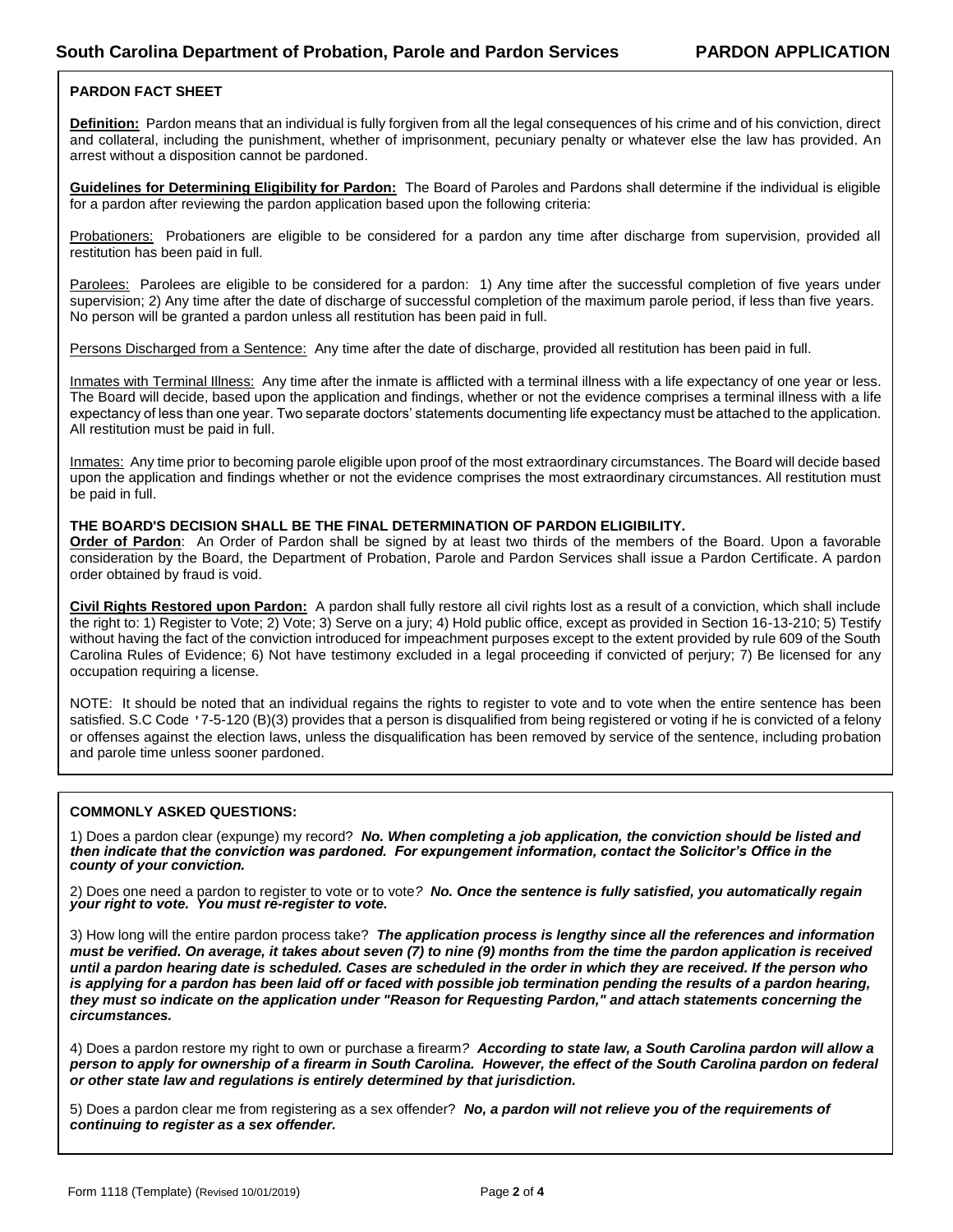## South Carolina Department of Probation, Parole and Pardon Services — PARDON APPLICATION

### PARDON FACT SHEET

**Definition:** Pardon means that an individual is fully forgiven from all the legal consequences of his crime and of his conviction, direct and collateral, including the punishment, whether of imprisonment, pecuniary penalty or whatever else the law has provided. An arrest without a disposition cannot be pardoned.

**Guidelines for Determining Eligibility for Pardon:** The Board of Paroles and Pardons shall determine if the individual is eligible for a pardon after reviewing the pardon application based upon the following criteria:

Probationers: Probationers are eligible to be considered for a pardon any time after discharge from supervision, provided all restitution has been paid in full.

Parolees: Parolees are eligible to be considered for a pardon: 1) Any time after the successful completion of five years under supervision; 2) Any time after the date of discharge of successful completion of the maximum parole period, if less than five years. No person will be granted a pardon unless all restitution has been paid in full.

Persons Discharged from a Sentence: Any time after the date of discharge, provided all restitution has been paid in full.

Inmates with Terminal Illness: Any time after the inmate is afflicted with a terminal illness with a life expectancy of one year or less. The Board will decide, based upon the application and findings, whether or not the evidence comprises a terminal illness with a life expectancy of less than one year. Two separate doctors' statements documenting life expectancy must be attached to the application. All restitution must be paid in full.

Inmates: Any time prior to becoming parole eligible upon proof of the most extraordinary circumstances. The Board will decide based upon the application and findings whether or not the evidence comprises the most extraordinary circumstances. All restitution must be paid in full.

**THE BOARD'S DECISION SHALL BE THE FINAL DETERMINATION OF PARDON ELIGIBILITY.**

**Order of Pardon**: An Order of Pardon shall be signed by at least two thirds of the members of the Board. Upon a favorable consideration by the Board, the Department of Probation, Parole and Pardon Services shall issue a Pardon Certificate. A pardon order obtained by fraud is void.

**Civil Rights Restored upon Pardon:** A pardon shall fully restore all civil rights lost as a result of a conviction, which shall include the right to: 1) Register to Vote; 2) Vote; 3) Serve on a jury; 4) Hold public office, except as provided in Section 16-13-210; 5) Testify without having the fact of the conviction introduced for impeachment purposes except to the extent provided by rule 609 of the South Carolina Rules of Evidence; 6) Not have testimony excluded in a legal proceeding if convicted of perjury; 7) Be licensed for any occupation requiring a license.

NOTE: It should be noted that an individual regains the rights to register to vote and to vote when the entire sentence has been satisfied. S.C Code ' 7-5-120 (B)(3) provides that a person is disqualified from being registered or voting if he is convicted of a felony or offenses against the election laws, unless the disqualification has been removed by service of the sentence, including probation and parole time unless sooner pardoned.

### COMMONLY ASKED QUESTIONS:

1) Does a pardon clear (expunge) my record? ***No. When completing a job application, the conviction should be listed and then indicate that the conviction was pardoned. For expungement information, contact the Solicitor's Office in the county of your conviction.***

2) Does one need a pardon to register to vote or to vote? ***No. Once the sentence is fully satisfied, you automatically regain your right to vote. You must re-register to vote.***

3) How long will the entire pardon process take? ***The application process is lengthy since all the references and information must be verified. On average, it takes about seven (7) to nine (9) months from the time the pardon application is received until a pardon hearing date is scheduled. Cases are scheduled in the order in which they are received. If the person who is applying for a pardon has been laid off or faced with possible job termination pending the results of a pardon hearing, they must so indicate on the application under "Reason for Requesting Pardon," and attach statements concerning the circumstances.***

4) Does a pardon restore my right to own or purchase a firearm? ***According to state law, a South Carolina pardon will allow a person to apply for ownership of a firearm in South Carolina. However, the effect of the South Carolina pardon on federal or other state law and regulations is entirely determined by that jurisdiction.***

5) Does a pardon clear me from registering as a sex offender? ***No, a pardon will not relieve you of the requirements of continuing to register as a sex offender.***

Form 1118 (Template) (Revised 10/01/2019)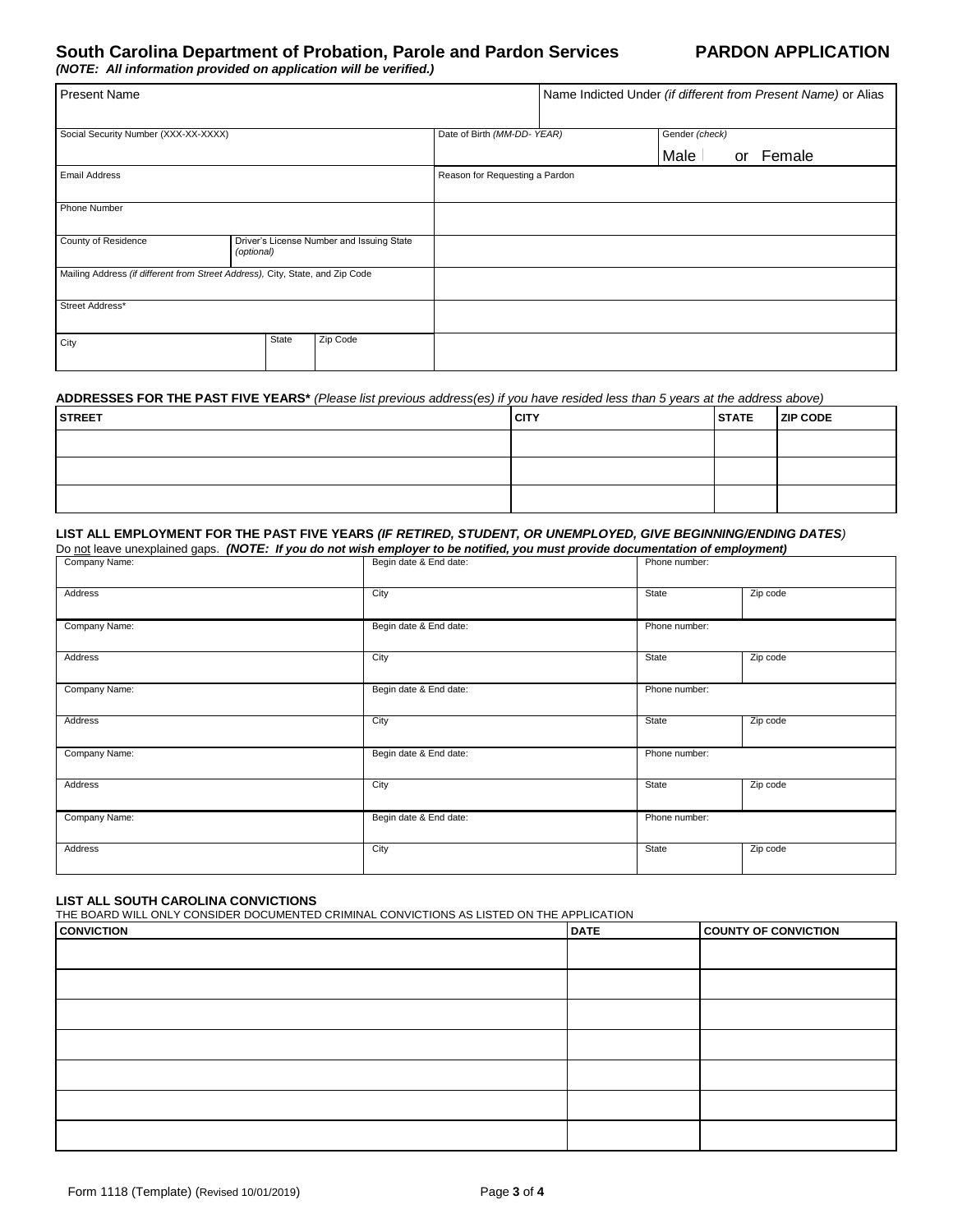## South Carolina Department of Probation, Parole and Pardon Services — PARDON APPLICATION

***(NOTE: All information provided on application will be verified.)***

| Present Name | | | Name Indicted Under *(if different from Present Name)* or Alias |
|---|---|---|---|
| Social Security Number (XXX-XX-XXXX) | | Date of Birth *(MM-DD- YEAR)* | Gender *(check)* Male ☐ or Female |
| Email Address | | Reason for Requesting a Pardon | |
| Phone Number | | | |
| County of Residence | Driver's License Number and Issuing State *(optional)* | | |
| Mailing Address *(if different from Street Address)*, City, State, and Zip Code | | | |
| Street Address* | | | |
| City | State / Zip Code | | |

**ADDRESSES FOR THE PAST FIVE YEARS*** *(Please list previous address(es) if you have resided less than 5 years at the address above)*

| STREET | CITY | STATE | ZIP CODE |
|---|---|---|---|
| | | | |
| | | | |
| | | | |

**LIST ALL EMPLOYMENT FOR THE PAST FIVE YEARS *(IF RETIRED, STUDENT, OR UNEMPLOYED, GIVE BEGINNING/ENDING DATES)***
Do not leave unexplained gaps. ***(NOTE: If you do not wish employer to be notified, you must provide documentation of employment)***

| Company Name: | Begin date & End date: | Phone number: | |
|---|---|---|---|
| Address | City | State | Zip code |
| Company Name: | Begin date & End date: | Phone number: | |
| Address | City | State | Zip code |
| Company Name: | Begin date & End date: | Phone number: | |
| Address | City | State | Zip code |
| Company Name: | Begin date & End date: | Phone number: | |
| Address | City | State | Zip code |
| Company Name: | Begin date & End date: | Phone number: | |
| Address | City | State | Zip code |

**LIST ALL SOUTH CAROLINA CONVICTIONS**
THE BOARD WILL ONLY CONSIDER DOCUMENTED CRIMINAL CONVICTIONS AS LISTED ON THE APPLICATION

| CONVICTION | DATE | COUNTY OF CONVICTION |
|---|---|---|
| | | |
| | | |
| | | |
| | | |
| | | |
| | | |
| | | |

Form 1118 (Template) (Revised 10/01/2019)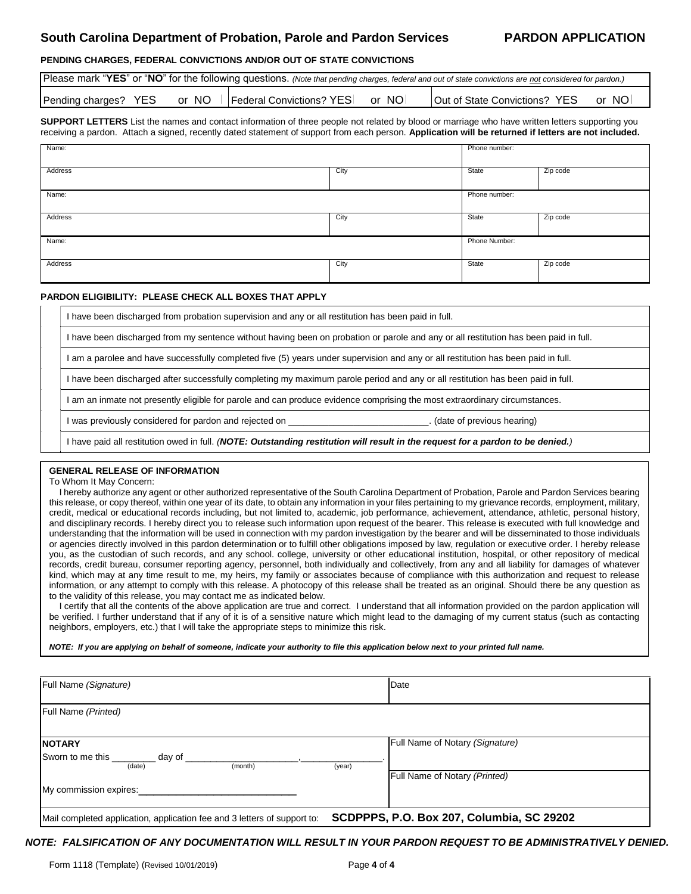## South Carolina Department of Probation, Parole and Pardon Services — PARDON APPLICATION

**PENDING CHARGES, FEDERAL CONVICTIONS AND/OR OUT OF STATE CONVICTIONS**

| Please mark "**YES**" or "**NO**" for the following questions. *(Note that pending charges, federal and out of state convictions are not considered for pardon.)* | | |
|---|---|---|
| Pending charges? YES or NO | Federal Convictions? YES or NO | Out of State Convictions? YES or NO |

**SUPPORT LETTERS** List the names and contact information of three people not related by blood or marriage who have written letters supporting you receiving a pardon. Attach a signed, recently dated statement of support from each person. **Application will be returned if letters are not included.**

| | | | |
|---|---|---|---|
| Name: | | Phone number: | |
| Address | City | State | Zip code |
| Name: | | Phone number: | |
| Address | City | State | Zip code |
| Name: | | Phone Number: | |
| Address | City | State | Zip code |

**PARDON ELIGIBILITY: PLEASE CHECK ALL BOXES THAT APPLY**

- ☐ I have been discharged from probation supervision and any or all restitution has been paid in full.
- ☐ I have been discharged from my sentence without having been on probation or parole and any or all restitution has been paid in full.
- ☐ I am a parolee and have successfully completed five (5) years under supervision and any or all restitution has been paid in full.
- ☐ I have been discharged after successfully completing my maximum parole period and any or all restitution has been paid in full.
- ☐ I am an inmate not presently eligible for parole and can produce evidence comprising the most extraordinary circumstances.
- ☐ I was previously considered for pardon and rejected on ___________________________. (date of previous hearing)
- ☐ I have paid all restitution owed in full. *(**NOTE: Outstanding restitution will result in the request for a pardon to be denied.**)*

**GENERAL RELEASE OF INFORMATION**

To Whom It May Concern:

I hereby authorize any agent or other authorized representative of the South Carolina Department of Probation, Parole and Pardon Services bearing this release, or copy thereof, within one year of its date, to obtain any information in your files pertaining to my grievance records, employment, military, credit, medical or educational records including, but not limited to, academic, job performance, achievement, attendance, athletic, personal history, and disciplinary records. I hereby direct you to release such information upon request of the bearer. This release is executed with full knowledge and understanding that the information will be used in connection with my pardon investigation by the bearer and will be disseminated to those individuals or agencies directly involved in this pardon determination or to fulfill other obligations imposed by law, regulation or executive order. I hereby release you, as the custodian of such records, and any school. college, university or other educational institution, hospital, or other repository of medical records, credit bureau, consumer reporting agency, personnel, both individually and collectively, from any and all liability for damages of whatever kind, which may at any time result to me, my heirs, my family or associates because of compliance with this authorization and request to release information, or any attempt to comply with this release. A photocopy of this release shall be treated as an original. Should there be any question as to the validity of this release, you may contact me as indicated below.

I certify that all the contents of the above application are true and correct. I understand that all information provided on the pardon application will be verified. I further understand that if any of it is of a sensitive nature which might lead to the damaging of my current status (such as contacting neighbors, employers, etc.) that I will take the appropriate steps to minimize this risk.

***NOTE: If you are applying on behalf of someone, indicate your authority to file this application below next to your printed full name.***

| | |
|---|---|
| Full Name *(Signature)* | Date |
| Full Name *(Printed)* | |
| **NOTARY** Sworn to me this ________ day of ______________________, ________________. (date) (month) (year) | Full Name of Notary *(Signature)* |
| My commission expires: ______________________________ | Full Name of Notary *(Printed)* |

Mail completed application, application fee and 3 letters of support to: **SCDPPPS, P.O. Box 207, Columbia, SC 29202**

***NOTE: FALSIFICATION OF ANY DOCUMENTATION WILL RESULT IN YOUR PARDON REQUEST TO BE ADMINISTRATIVELY DENIED.***

Form 1118 (Template) (Revised 10/01/2019)